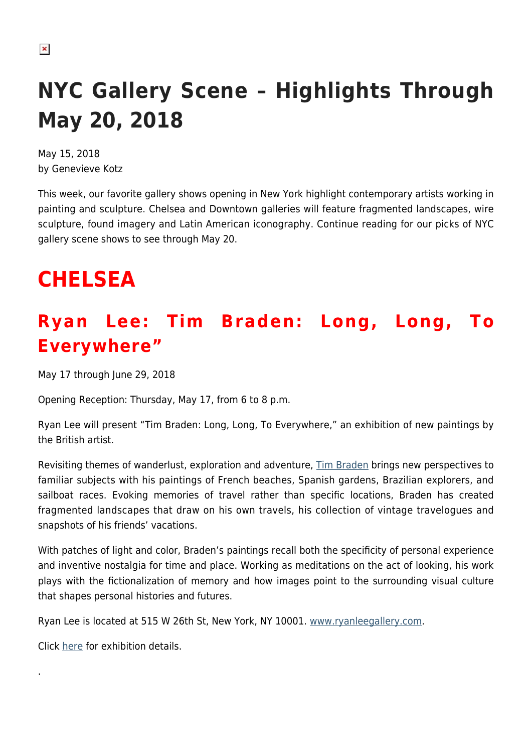# NYC Gallery Scene – Highlights Through May 20, 2018

May 15, 2018
by Genevieve Kotz

This week, our favorite gallery shows opening in New York highlight contemporary artists working in painting and sculpture. Chelsea and Downtown galleries will feature fragmented landscapes, wire sculpture, found imagery and Latin American iconography. Continue reading for our picks of NYC gallery scene shows to see through May 20.

# CHELSEA

## Ryan Lee: Tim Braden: Long, Long, To Everywhere"

May 17 through June 29, 2018

Opening Reception: Thursday, May 17, from 6 to 8 p.m.

Ryan Lee will present "Tim Braden: Long, Long, To Everywhere," an exhibition of new paintings by the British artist.

Revisiting themes of wanderlust, exploration and adventure, Tim Braden brings new perspectives to familiar subjects with his paintings of French beaches, Spanish gardens, Brazilian explorers, and sailboat races. Evoking memories of travel rather than specific locations, Braden has created fragmented landscapes that draw on his own travels, his collection of vintage travelogues and snapshots of his friends' vacations.

With patches of light and color, Braden's paintings recall both the specificity of personal experience and inventive nostalgia for time and place. Working as meditations on the act of looking, his work plays with the fictionalization of memory and how images point to the surrounding visual culture that shapes personal histories and futures.

Ryan Lee is located at 515 W 26th St, New York, NY 10001. www.ryanleegallery.com.

Click here for exhibition details.

.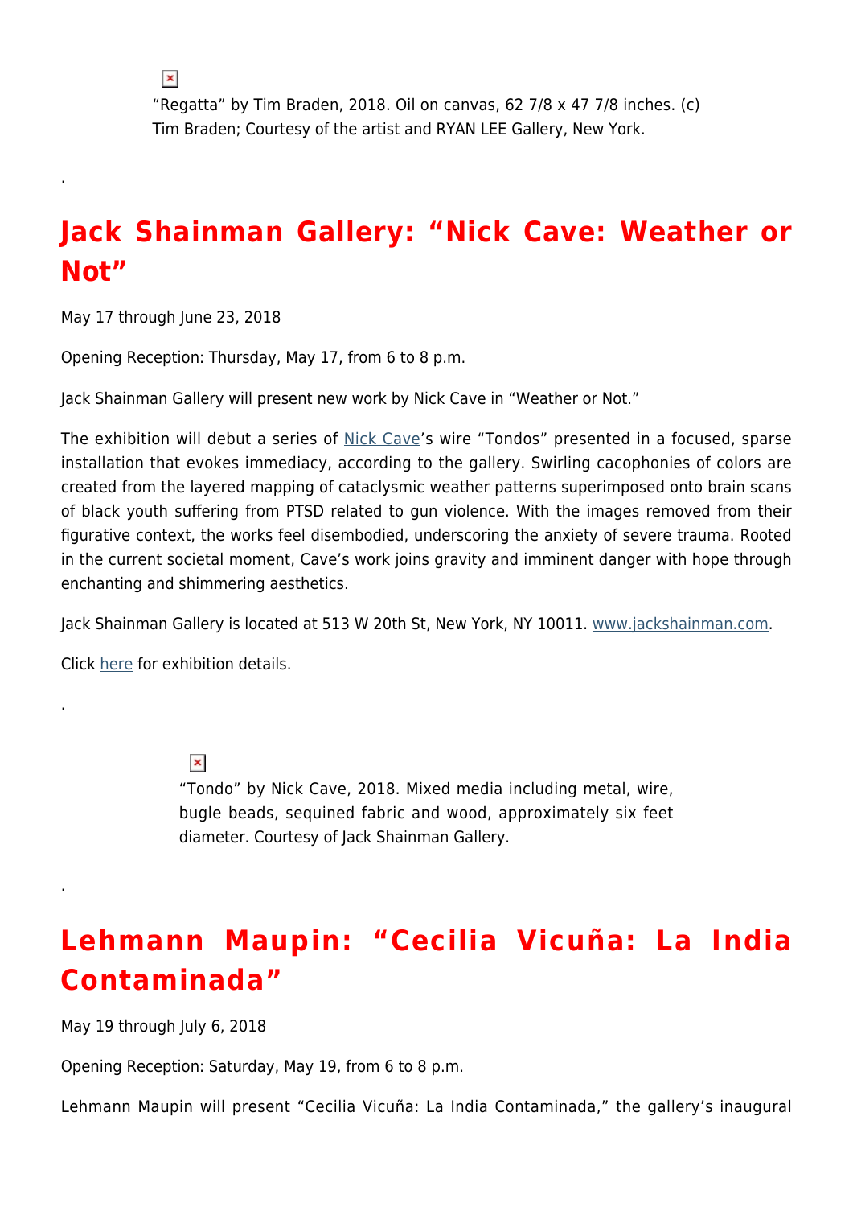"Regatta" by Tim Braden, 2018. Oil on canvas, 62 7/8 x 47 7/8 inches. (c) Tim Braden; Courtesy of the artist and RYAN LEE Gallery, New York.

.

## Jack Shainman Gallery: "Nick Cave: Weather or Not"

May 17 through June 23, 2018

Opening Reception: Thursday, May 17, from 6 to 8 p.m.

Jack Shainman Gallery will present new work by Nick Cave in "Weather or Not."

The exhibition will debut a series of Nick Cave's wire "Tondos" presented in a focused, sparse installation that evokes immediacy, according to the gallery. Swirling cacophonies of colors are created from the layered mapping of cataclysmic weather patterns superimposed onto brain scans of black youth suffering from PTSD related to gun violence. With the images removed from their figurative context, the works feel disembodied, underscoring the anxiety of severe trauma. Rooted in the current societal moment, Cave's work joins gravity and imminent danger with hope through enchanting and shimmering aesthetics.

Jack Shainman Gallery is located at 513 W 20th St, New York, NY 10011. www.jackshainman.com.

Click here for exhibition details.

.

"Tondo" by Nick Cave, 2018. Mixed media including metal, wire, bugle beads, sequined fabric and wood, approximately six feet diameter. Courtesy of Jack Shainman Gallery.

.

## Lehmann Maupin: "Cecilia Vicuña: La India Contaminada"

May 19 through July 6, 2018

Opening Reception: Saturday, May 19, from 6 to 8 p.m.

Lehmann Maupin will present "Cecilia Vicuña: La India Contaminada," the gallery's inaugural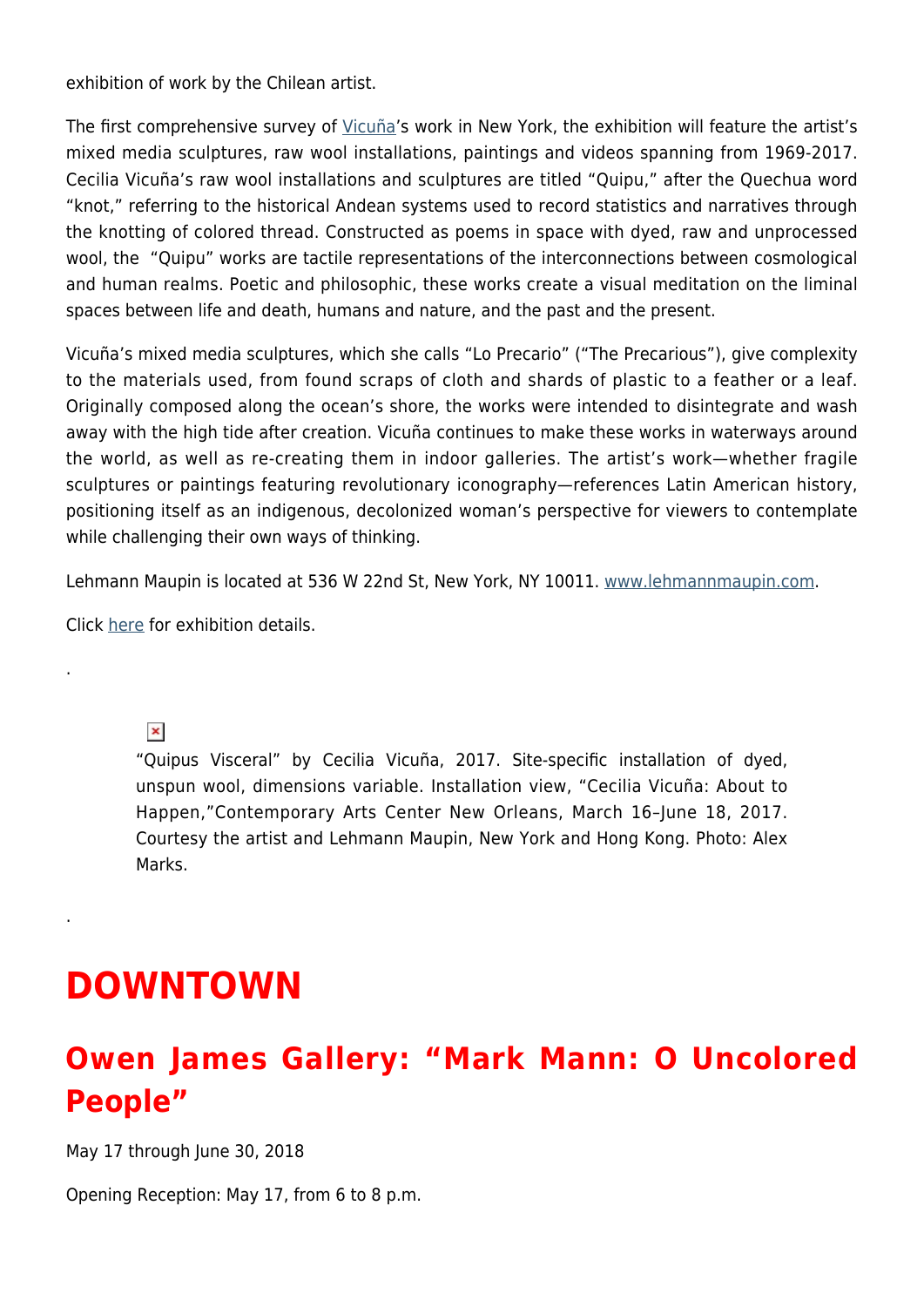exhibition of work by the Chilean artist.

The first comprehensive survey of Vicuña's work in New York, the exhibition will feature the artist's mixed media sculptures, raw wool installations, paintings and videos spanning from 1969-2017. Cecilia Vicuña's raw wool installations and sculptures are titled "Quipu," after the Quechua word "knot," referring to the historical Andean systems used to record statistics and narratives through the knotting of colored thread. Constructed as poems in space with dyed, raw and unprocessed wool, the "Quipu" works are tactile representations of the interconnections between cosmological and human realms. Poetic and philosophic, these works create a visual meditation on the liminal spaces between life and death, humans and nature, and the past and the present.

Vicuña's mixed media sculptures, which she calls "Lo Precario" ("The Precarious"), give complexity to the materials used, from found scraps of cloth and shards of plastic to a feather or a leaf. Originally composed along the ocean's shore, the works were intended to disintegrate and wash away with the high tide after creation. Vicuña continues to make these works in waterways around the world, as well as re-creating them in indoor galleries. The artist's work—whether fragile sculptures or paintings featuring revolutionary iconography—references Latin American history, positioning itself as an indigenous, decolonized woman's perspective for viewers to contemplate while challenging their own ways of thinking.

Lehmann Maupin is located at 536 W 22nd St, New York, NY 10011. www.lehmannmaupin.com.

Click here for exhibition details.

.

"Quipus Visceral" by Cecilia Vicuña, 2017. Site-specific installation of dyed, unspun wool, dimensions variable. Installation view, "Cecilia Vicuña: About to Happen,"Contemporary Arts Center New Orleans, March 16–June 18, 2017. Courtesy the artist and Lehmann Maupin, New York and Hong Kong. Photo: Alex Marks.

.

# DOWNTOWN

## Owen James Gallery: "Mark Mann: O Uncolored People"

May 17 through June 30, 2018

Opening Reception: May 17, from 6 to 8 p.m.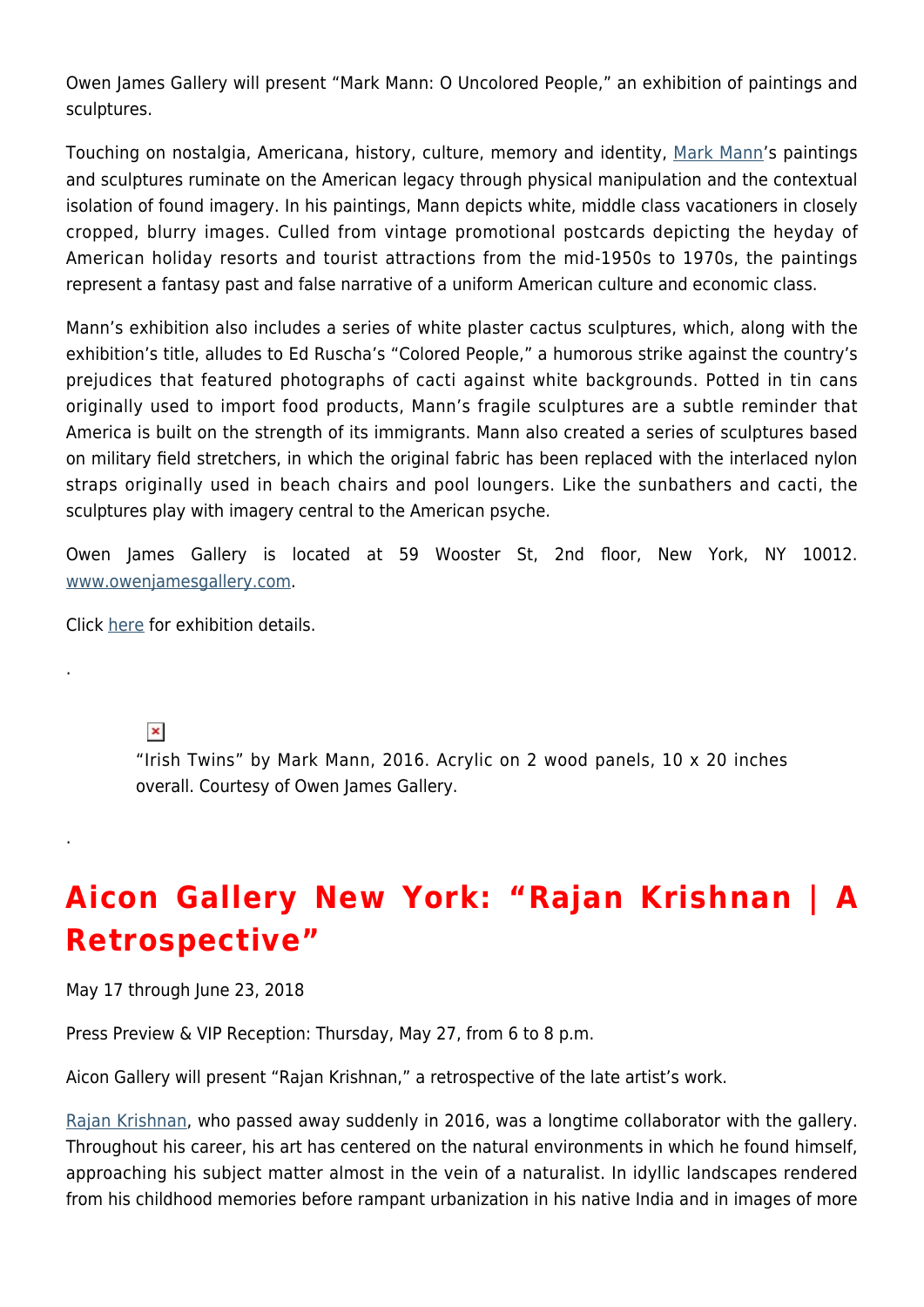Owen James Gallery will present "Mark Mann: O Uncolored People," an exhibition of paintings and sculptures.

Touching on nostalgia, Americana, history, culture, memory and identity, Mark Mann's paintings and sculptures ruminate on the American legacy through physical manipulation and the contextual isolation of found imagery. In his paintings, Mann depicts white, middle class vacationers in closely cropped, blurry images. Culled from vintage promotional postcards depicting the heyday of American holiday resorts and tourist attractions from the mid-1950s to 1970s, the paintings represent a fantasy past and false narrative of a uniform American culture and economic class.

Mann's exhibition also includes a series of white plaster cactus sculptures, which, along with the exhibition's title, alludes to Ed Ruscha's "Colored People," a humorous strike against the country's prejudices that featured photographs of cacti against white backgrounds. Potted in tin cans originally used to import food products, Mann's fragile sculptures are a subtle reminder that America is built on the strength of its immigrants. Mann also created a series of sculptures based on military field stretchers, in which the original fabric has been replaced with the interlaced nylon straps originally used in beach chairs and pool loungers. Like the sunbathers and cacti, the sculptures play with imagery central to the American psyche.

Owen James Gallery is located at 59 Wooster St, 2nd floor, New York, NY 10012. www.owenjamesgallery.com.

Click here for exhibition details.

.

"Irish Twins" by Mark Mann, 2016. Acrylic on 2 wood panels, 10 x 20 inches overall. Courtesy of Owen James Gallery.

.

## Aicon Gallery New York: "Rajan Krishnan | A Retrospective"

May 17 through June 23, 2018

Press Preview & VIP Reception: Thursday, May 27, from 6 to 8 p.m.

Aicon Gallery will present "Rajan Krishnan," a retrospective of the late artist's work.

Rajan Krishnan, who passed away suddenly in 2016, was a longtime collaborator with the gallery. Throughout his career, his art has centered on the natural environments in which he found himself, approaching his subject matter almost in the vein of a naturalist. In idyllic landscapes rendered from his childhood memories before rampant urbanization in his native India and in images of more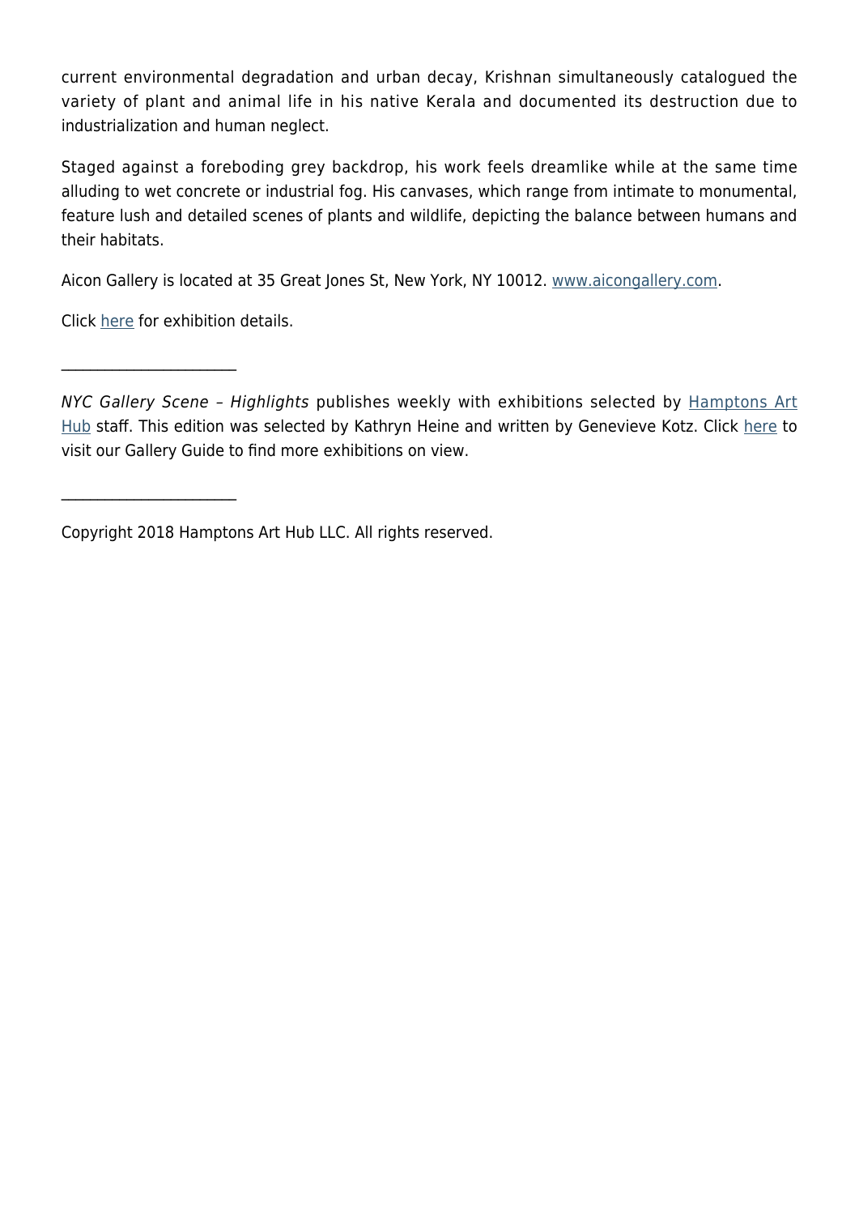current environmental degradation and urban decay, Krishnan simultaneously catalogued the variety of plant and animal life in his native Kerala and documented its destruction due to industrialization and human neglect.

Staged against a foreboding grey backdrop, his work feels dreamlike while at the same time alluding to wet concrete or industrial fog. His canvases, which range from intimate to monumental, feature lush and detailed scenes of plants and wildlife, depicting the balance between humans and their habitats.

Aicon Gallery is located at 35 Great Jones St, New York, NY 10012. [www.aicongallery.com](www.aicongallery.com).

Click [here]() for exhibition details.

_______________________

*NYC Gallery Scene – Highlights* publishes weekly with exhibitions selected by [Hamptons Art Hub]() staff. This edition was selected by Kathryn Heine and written by Genevieve Kotz. Click [here]() to visit our Gallery Guide to find more exhibitions on view.

_______________________

Copyright 2018 Hamptons Art Hub LLC. All rights reserved.